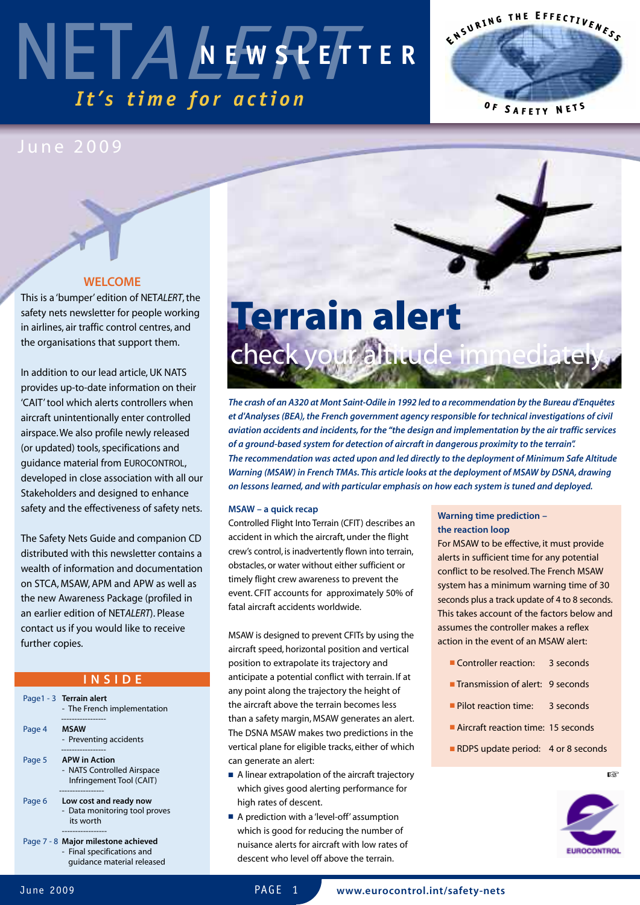# NETALERT NEWSLETTER

*It's time for action*

ENSURING THE EFFECTIVENESS OF SAFETY NETS

June 2009

## WELCOME

This is a 'bumper' edition of NET*ALERT*, the safety nets newsletter for people working in airlines, air traffic control centres, and the organisations that support them.

In addition to our lead article, UK NATS provides up-to-date information on their 'CAIT' tool which alerts controllers when aircraft unintentionally enter controlled airspace. We also profile newly released (or updated) tools, specifications and guidance material from EUROCONTROL, developed in close association with all our Stakeholders and designed to enhance safety and the effectiveness of safety nets.

The Safety Nets Guide and companion CD distributed with this newsletter contains a wealth of information and documentation on STCA, MSAW, APM and APW as well as the new Awareness Package (profiled in an earlier edition of NET*ALERT*). Please contact us if you would like to receive further copies.

## INSIDE

| | |
|---|---|
| Page1 - 3 | **Terrain alert** - The French implementation |
| Page 4 | **MSAW** - Preventing accidents |
| Page 5 | **APW in Action** - NATS Controlled Airspace Infringement Tool (CAIT) |
| Page 6 | **Low cost and ready now** - Data monitoring tool proves its worth |
| Page 7 - 8 | **Major milestone achieved** - Final specifications and guidance material released |

# Terrain alert

## check your altitude immediately

***The crash of an A320 at Mont Saint-Odile in 1992 led to a recommendation by the Bureau d'Enquêtes et d'Analyses (BEA), the French government agency responsible for technical investigations of civil aviation accidents and incidents, for the "the design and implementation by the air traffic services of a ground-based system for detection of aircraft in dangerous proximity to the terrain". The recommendation was acted upon and led directly to the deployment of Minimum Safe Altitude Warning (MSAW) in French TMAs. This article looks at the deployment of MSAW by DSNA, drawing on lessons learned, and with particular emphasis on how each system is tuned and deployed.***

### MSAW – a quick recap

Controlled Flight Into Terrain (CFIT) describes an accident in which the aircraft, under the flight crew's control, is inadvertently flown into terrain, obstacles, or water without either sufficient or timely flight crew awareness to prevent the event. CFIT accounts for approximately 50% of fatal aircraft accidents worldwide.

MSAW is designed to prevent CFITs by using the aircraft speed, horizontal position and vertical position to extrapolate its trajectory and anticipate a potential conflict with terrain. If at any point along the trajectory the height of the aircraft above the terrain becomes less than a safety margin, MSAW generates an alert. The DSNA MSAW makes two predictions in the vertical plane for eligible tracks, either of which can generate an alert:

- A linear extrapolation of the aircraft trajectory which gives good alerting performance for high rates of descent.
- A prediction with a 'level-off' assumption which is good for reducing the number of nuisance alerts for aircraft with low rates of descent who level off above the terrain.

### Warning time prediction – the reaction loop

For MSAW to be effective, it must provide alerts in sufficient time for any potential conflict to be resolved. The French MSAW system has a minimum warning time of 30 seconds plus a track update of 4 to 8 seconds. This takes account of the factors below and assumes the controller makes a reflex action in the event of an MSAW alert:

- Controller reaction: 3 seconds
- Transmission of alert: 9 seconds
- Pilot reaction time: 3 seconds
- Aircraft reaction time: 15 seconds
- RDPS update period: 4 or 8 seconds

www.eurocontrol.int/safety-nets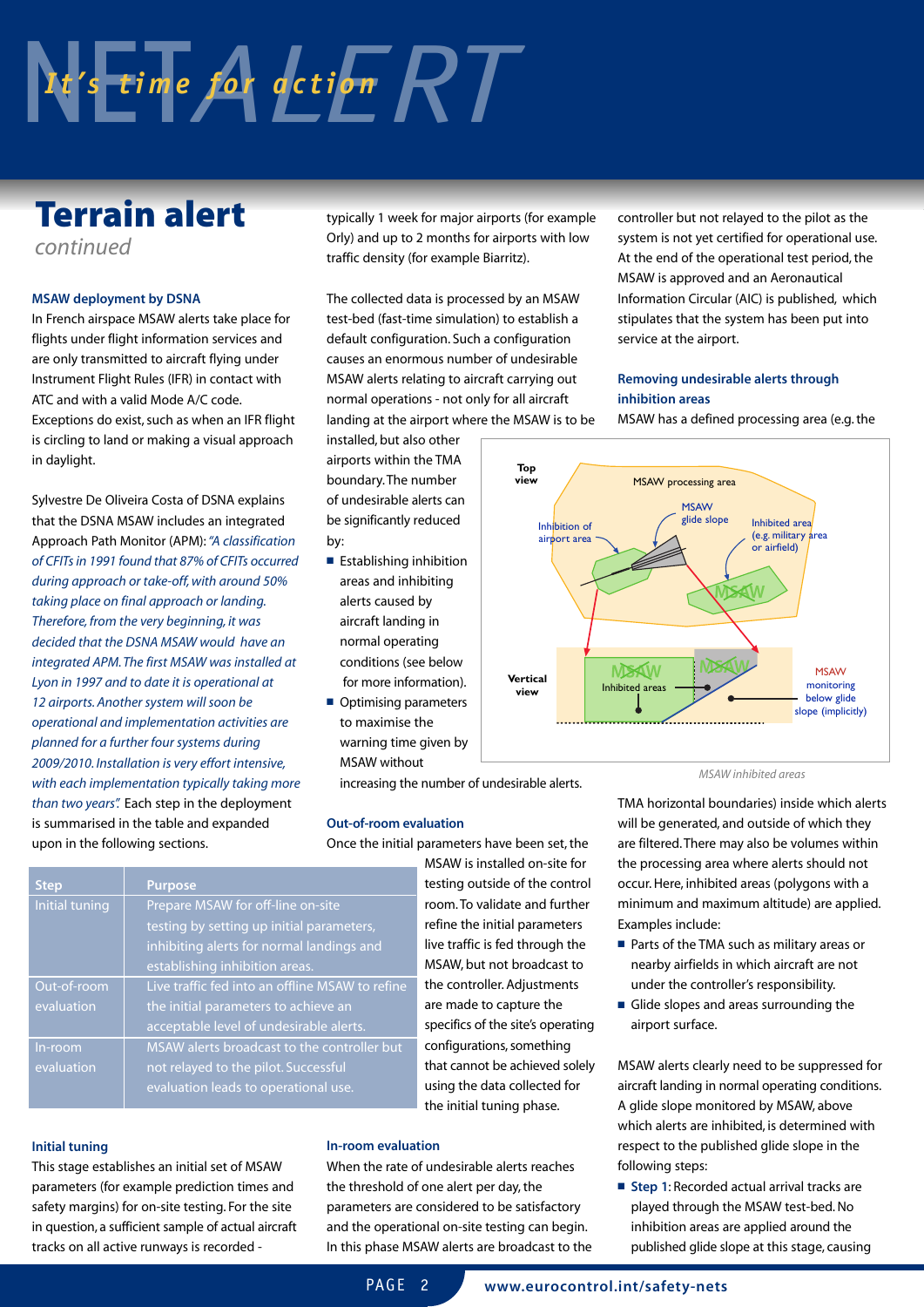# Terrain alert

*continued*

### MSAW deployment by DSNA

In French airspace MSAW alerts take place for flights under flight information services and are only transmitted to aircraft flying under Instrument Flight Rules (IFR) in contact with ATC and with a valid Mode A/C code. Exceptions do exist, such as when an IFR flight is circling to land or making a visual approach in daylight.

Sylvestre De Oliveira Costa of DSNA explains that the DSNA MSAW includes an integrated Approach Path Monitor (APM): *"A classification of CFITs in 1991 found that 87% of CFITs occurred during approach or take-off, with around 50% taking place on final approach or landing. Therefore, from the very beginning, it was decided that the DSNA MSAW would have an integrated APM. The first MSAW was installed at Lyon in 1997 and to date it is operational at 12 airports. Another system will soon be operational and implementation activities are planned for a further four systems during 2009/2010. Installation is very effort intensive, with each implementation typically taking more than two years".* Each step in the deployment is summarised in the table and expanded upon in the following sections.

| Step | Purpose |
|---|---|
| Initial tuning | Prepare MSAW for off-line on-site testing by setting up initial parameters, inhibiting alerts for normal landings and establishing inhibition areas. |
| Out-of-room evaluation | Live traffic fed into an offline MSAW to refine the initial parameters to achieve an acceptable level of undesirable alerts. |
| In-room evaluation | MSAW alerts broadcast to the controller but not relayed to the pilot. Successful evaluation leads to operational use. |

### Initial tuning

This stage establishes an initial set of MSAW parameters (for example prediction times and safety margins) for on-site testing. For the site in question, a sufficient sample of actual aircraft tracks on all active runways is recorded - typically 1 week for major airports (for example Orly) and up to 2 months for airports with low traffic density (for example Biarritz).

The collected data is processed by an MSAW test-bed (fast-time simulation) to establish a default configuration. Such a configuration causes an enormous number of undesirable MSAW alerts relating to aircraft carrying out normal operations - not only for all aircraft landing at the airport where the MSAW is to be installed, but also other airports within the TMA boundary. The number of undesirable alerts can be significantly reduced by:

- Establishing inhibition areas and inhibiting alerts caused by aircraft landing in normal operating conditions (see below for more information).
- Optimising parameters to maximise the warning time given by MSAW without increasing the number of undesirable alerts.

### Out-of-room evaluation

Once the initial parameters have been set, the MSAW is installed on-site for testing outside of the control room. To validate and further refine the initial parameters live traffic is fed through the MSAW, but not broadcast to the controller. Adjustments are made to capture the specifics of the site's operating configurations, something that cannot be achieved solely using the data collected for the initial tuning phase.

### In-room evaluation

When the rate of undesirable alerts reaches the threshold of one alert per day, the parameters are considered to be satisfactory and the operational on-site testing can begin. In this phase MSAW alerts are broadcast to the controller but not relayed to the pilot as the system is not yet certified for operational use. At the end of the operational test period, the MSAW is approved and an Aeronautical Information Circular (AIC) is published, which stipulates that the system has been put into service at the airport.

### Removing undesirable alerts through inhibition areas

MSAW has a defined processing area (e.g. the TMA horizontal boundaries) inside which alerts will be generated, and outside of which they are filtered. There may also be volumes within the processing area where alerts should not occur. Here, inhibited areas (polygons with a minimum and maximum altitude) are applied. Examples include:

- Parts of the TMA such as military areas or nearby airfields in which aircraft are not under the controller's responsibility.
- Glide slopes and areas surrounding the airport surface.

*MSAW inhibited areas*

MSAW alerts clearly need to be suppressed for aircraft landing in normal operating conditions. A glide slope monitored by MSAW, above which alerts are inhibited, is determined with respect to the published glide slope in the following steps:

- **Step 1:** Recorded actual arrival tracks are played through the MSAW test-bed. No inhibition areas are applied around the published glide slope at this stage, causing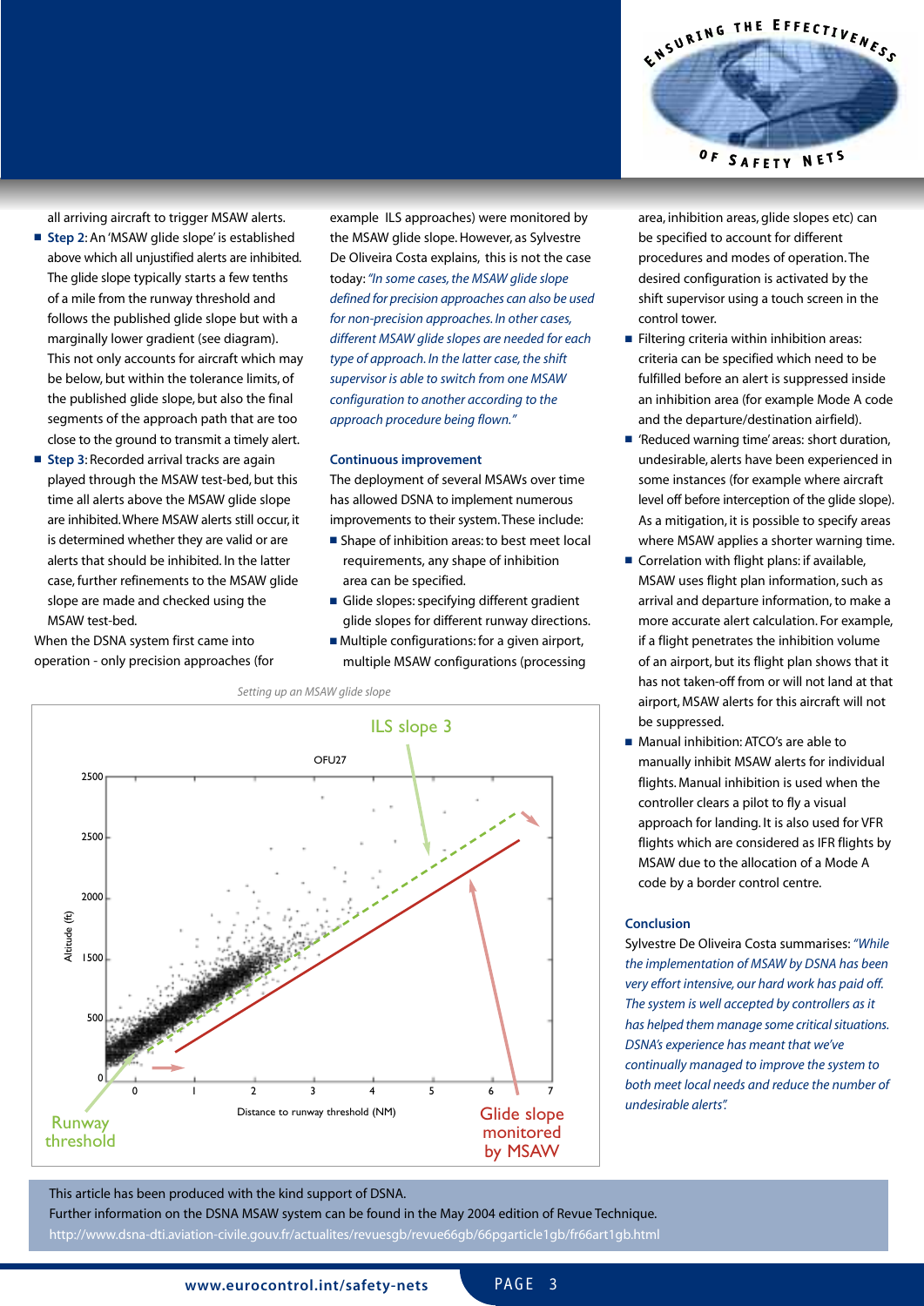all arriving aircraft to trigger MSAW alerts.

- **Step 2:** An 'MSAW glide slope' is established above which all unjustified alerts are inhibited. The glide slope typically starts a few tenths of a mile from the runway threshold and follows the published glide slope but with a marginally lower gradient (see diagram). This not only accounts for aircraft which may be below, but within the tolerance limits, of the published glide slope, but also the final segments of the approach path that are too close to the ground to transmit a timely alert.
- **Step 3:** Recorded arrival tracks are again played through the MSAW test-bed, but this time all alerts above the MSAW glide slope are inhibited. Where MSAW alerts still occur, it is determined whether they are valid or are alerts that should be inhibited. In the latter case, further refinements to the MSAW glide slope are made and checked using the MSAW test-bed.

When the DSNA system first came into operation - only precision approaches (for example ILS approaches) were monitored by the MSAW glide slope. However, as Sylvestre De Oliveira Costa explains, this is not the case today: *"In some cases, the MSAW glide slope defined for precision approaches can also be used for non-precision approaches. In other cases, different MSAW glide slopes are needed for each type of approach. In the latter case, the shift supervisor is able to switch from one MSAW configuration to another according to the approach procedure being flown."*

Setting up an MSAW glide slope

### Continuous improvement

The deployment of several MSAWs over time has allowed DSNA to implement numerous improvements to their system. These include:

- Shape of inhibition areas: to best meet local requirements, any shape of inhibition area can be specified.
- Glide slopes: specifying different gradient glide slopes for different runway directions.
- Multiple configurations: for a given airport, multiple MSAW configurations (processing area, inhibition areas, glide slopes etc) can be specified to account for different procedures and modes of operation. The desired configuration is activated by the shift supervisor using a touch screen in the control tower.
- Filtering criteria within inhibition areas: criteria can be specified which need to be fulfilled before an alert is suppressed inside an inhibition area (for example Mode A code and the departure/destination airfield).
- 'Reduced warning time' areas: short duration, undesirable, alerts have been experienced in some instances (for example where aircraft level off before interception of the glide slope). As a mitigation, it is possible to specify areas where MSAW applies a shorter warning time.
- Correlation with flight plans: if available, MSAW uses flight plan information, such as arrival and departure information, to make a more accurate alert calculation. For example, if a flight penetrates the inhibition volume of an airport, but its flight plan shows that it has not taken-off from or will not land at that airport, MSAW alerts for this aircraft will not be suppressed.
- Manual inhibition: ATCO's are able to manually inhibit MSAW alerts for individual flights. Manual inhibition is used when the controller clears a pilot to fly a visual approach for landing. It is also used for VFR flights which are considered as IFR flights by MSAW due to the allocation of a Mode A code by a border control centre.

### Conclusion

Sylvestre De Oliveira Costa summarises: *"While the implementation of MSAW by DSNA has been very effort intensive, our hard work has paid off. The system is well accepted by controllers as it has helped them manage some critical situations. DSNA's experience has meant that we've continually managed to improve the system to both meet local needs and reduce the number of undesirable alerts".*

This article has been produced with the kind support of DSNA.
Further information on the DSNA MSAW system can be found in the May 2004 edition of Revue Technique.
http://www.dsna-dti.aviation-civile.gouv.fr/actualites/revuesgb/revue66gb/66pgarticle1gb/fr66art1gb.html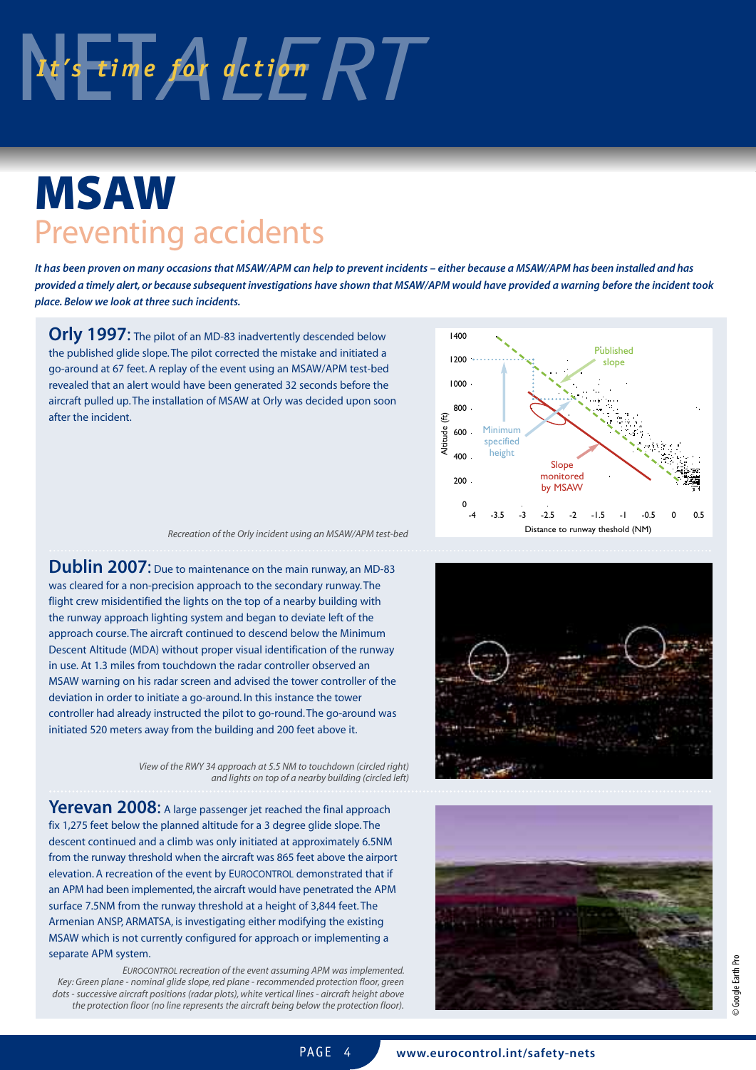# MSAW

## Preventing accidents

***It has been proven on many occasions that MSAW/APM can help to prevent incidents – either because a MSAW/APM has been installed and has provided a timely alert, or because subsequent investigations have shown that MSAW/APM would have provided a warning before the incident took place. Below we look at three such incidents.***

**Orly 1997:** The pilot of an MD-83 inadvertently descended below the published glide slope. The pilot corrected the mistake and initiated a go-around at 67 feet. A replay of the event using an MSAW/APM test-bed revealed that an alert would have been generated 32 seconds before the aircraft pulled up. The installation of MSAW at Orly was decided upon soon after the incident.

*Recreation of the Orly incident using an MSAW/APM test-bed*

**Dublin 2007:** Due to maintenance on the main runway, an MD-83 was cleared for a non-precision approach to the secondary runway. The flight crew misidentified the lights on the top of a nearby building with the runway approach lighting system and began to deviate left of the approach course. The aircraft continued to descend below the Minimum Descent Altitude (MDA) without proper visual identification of the runway in use. At 1.3 miles from touchdown the radar controller observed an MSAW warning on his radar screen and advised the tower controller of the deviation in order to initiate a go-around. In this instance the tower controller had already instructed the pilot to go-round. The go-around was initiated 520 meters away from the building and 200 feet above it.

*View of the RWY 34 approach at 5.5 NM to touchdown (circled right) and lights on top of a nearby building (circled left)*

**Yerevan 2008:** A large passenger jet reached the final approach fix 1,275 feet below the planned altitude for a 3 degree glide slope. The descent continued and a climb was only initiated at approximately 6.5NM from the runway threshold when the aircraft was 865 feet above the airport elevation. A recreation of the event by EUROCONTROL demonstrated that if an APM had been implemented, the aircraft would have penetrated the APM surface 7.5NM from the runway threshold at a height of 3,844 feet. The Armenian ANSP, ARMATSA, is investigating either modifying the existing MSAW which is not currently configured for approach or implementing a separate APM system.

*EUROCONTROL recreation of the event assuming APM was implemented. Key: Green plane - nominal glide slope, red plane - recommended protection floor, green dots - successive aircraft positions (radar plots), white vertical lines - aircraft height above the protection floor (no line represents the aircraft being below the protection floor).*

© Google Earth Pro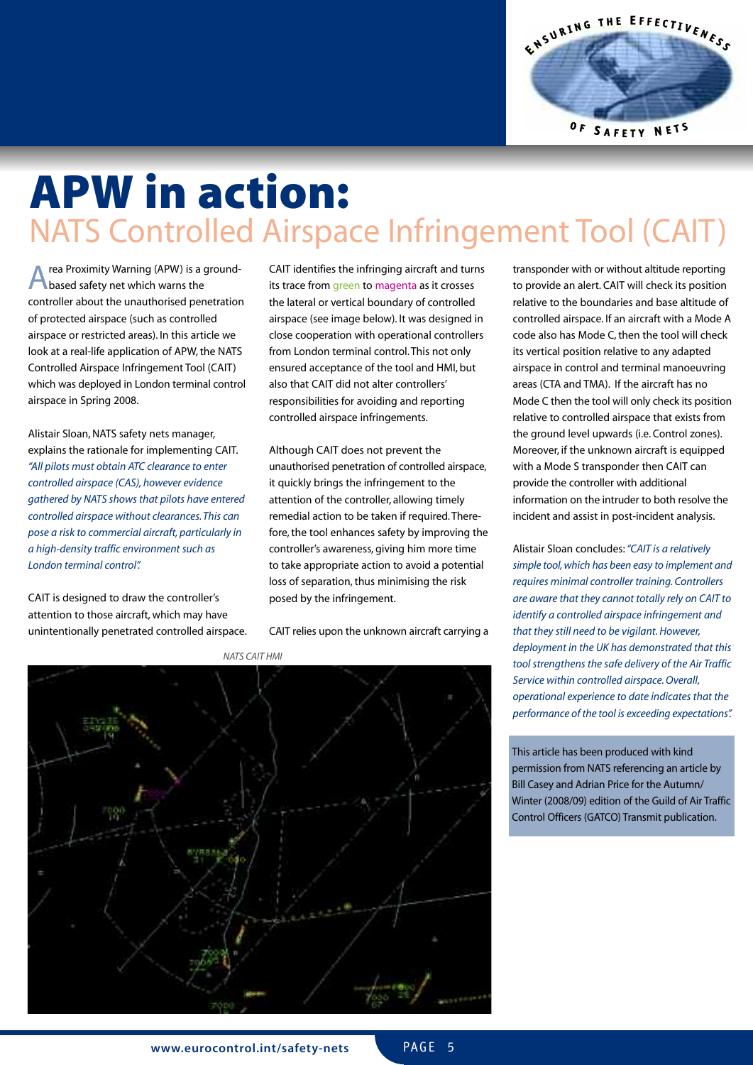# APW in action:
## NATS Controlled Airspace Infringement Tool (CAIT)

Area Proximity Warning (APW) is a ground-based safety net which warns the controller about the unauthorised penetration of protected airspace (such as controlled airspace or restricted areas). In this article we look at a real-life application of APW, the NATS Controlled Airspace Infringement Tool (CAIT) which was deployed in London terminal control airspace in Spring 2008.

Alistair Sloan, NATS safety nets manager, explains the rationale for implementing CAIT. *"All pilots must obtain ATC clearance to enter controlled airspace (CAS), however evidence gathered by NATS shows that pilots have entered controlled airspace without clearances. This can pose a risk to commercial aircraft, particularly in a high-density traffic environment such as London terminal control".*

CAIT is designed to draw the controller's attention to those aircraft, which may have unintentionally penetrated controlled airspace. CAIT identifies the infringing aircraft and turns its trace from green to magenta as it crosses the lateral or vertical boundary of controlled airspace (see image below). It was designed in close cooperation with operational controllers from London terminal control. This not only ensured acceptance of the tool and HMI, but also that CAIT did not alter controllers' responsibilities for avoiding and reporting controlled airspace infringements.

Although CAIT does not prevent the unauthorised penetration of controlled airspace, it quickly brings the infringement to the attention of the controller, allowing timely remedial action to be taken if required. Therefore, the tool enhances safety by improving the controller's awareness, giving him more time to take appropriate action to avoid a potential loss of separation, thus minimising the risk posed by the infringement.

CAIT relies upon the unknown aircraft carrying a transponder with or without altitude reporting to provide an alert. CAIT will check its position relative to the boundaries and base altitude of controlled airspace. If an aircraft with a Mode A code also has Mode C, then the tool will check its vertical position relative to any adapted airspace in control and terminal manoeuvring areas (CTA and TMA). If the aircraft has no Mode C then the tool will only check its position relative to controlled airspace that exists from the ground level upwards (i.e. Control zones). Moreover, if the unknown aircraft is equipped with a Mode S transponder then CAIT can provide the controller with additional information on the intruder to both resolve the incident and assist in post-incident analysis.

*NATS CAIT HMI*

Alistair Sloan concludes: *"CAIT is a relatively simple tool, which has been easy to implement and requires minimal controller training. Controllers are aware that they cannot totally rely on CAIT to identify a controlled airspace infringement and that they still need to be vigilant. However, deployment in the UK has demonstrated that this tool strengthens the safe delivery of the Air Traffic Service within controlled airspace. Overall, operational experience to date indicates that the performance of the tool is exceeding expectations".*

This article has been produced with kind permission from NATS referencing an article by Bill Casey and Adrian Price for the Autumn/Winter (2008/09) edition of the Guild of Air Traffic Control Officers (GATCO) Transmit publication.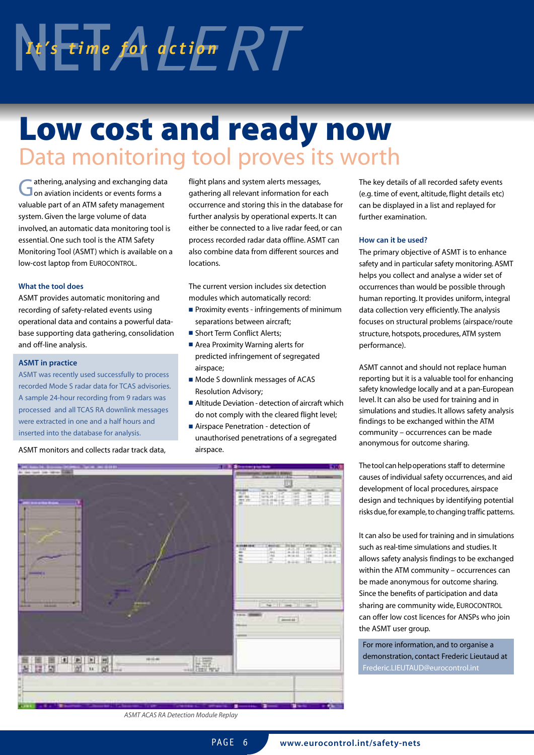# Low cost and ready now

## Data monitoring tool proves its worth

Gathering, analysing and exchanging data on aviation incidents or events forms a valuable part of an ATM safety management system. Given the large volume of data involved, an automatic data monitoring tool is essential. One such tool is the ATM Safety Monitoring Tool (ASMT) which is available on a low-cost laptop from EUROCONTROL.

### What the tool does

ASMT provides automatic monitoring and recording of safety-related events using operational data and contains a powerful database supporting data gathering, consolidation and off-line analysis.

> **ASMT in practice**
>
> ASMT was recently used successfully to process recorded Mode S radar data for TCAS advisories. A sample 24-hour recording from 9 radars was processed and all TCAS RA downlink messages were extracted in one and a half hours and inserted into the database for analysis.

ASMT monitors and collects radar track data, flight plans and system alerts messages, gathering all relevant information for each occurrence and storing this in the database for further analysis by operational experts. It can either be connected to a live radar feed, or can process recorded radar data offline. ASMT can also combine data from different sources and locations.

The current version includes six detection modules which automatically record:

- Proximity events - infringements of minimum separations between aircraft;
- Short Term Conflict Alerts;
- Area Proximity Warning alerts for predicted infringement of segregated airspace;
- Mode S downlink messages of ACAS Resolution Advisory;
- Altitude Deviation - detection of aircraft which do not comply with the cleared flight level;
- Airspace Penetration - detection of unauthorised penetrations of a segregated airspace.

*ASMT ACAS RA Detection Module Replay*

The key details of all recorded safety events (e.g. time of event, altitude, flight details etc) can be displayed in a list and replayed for further examination.

### How can it be used?

The primary objective of ASMT is to enhance safety and in particular safety monitoring. ASMT helps you collect and analyse a wider set of occurrences than would be possible through human reporting. It provides uniform, integral data collection very efficiently. The analysis focuses on structural problems (airspace/route structure, hotspots, procedures, ATM system performance).

ASMT cannot and should not replace human reporting but it is a valuable tool for enhancing safety knowledge locally and at a pan-European level. It can also be used for training and in simulations and studies. It allows safety analysis findings to be exchanged within the ATM community – occurrences can be made anonymous for outcome sharing.

The tool can help operations staff to determine causes of individual safety occurrences, and aid development of local procedures, airspace design and techniques by identifying potential risks due, for example, to changing traffic patterns.

It can also be used for training and in simulations such as real-time simulations and studies. It allows safety analysis findings to be exchanged within the ATM community – occurrences can be made anonymous for outcome sharing. Since the benefits of participation and data sharing are community wide, EUROCONTROL can offer low cost licences for ANSPs who join the ASMT user group.

> For more information, and to organise a demonstration, contact Frederic Lieutaud at Frederic.LIEUTAUD@eurocontrol.int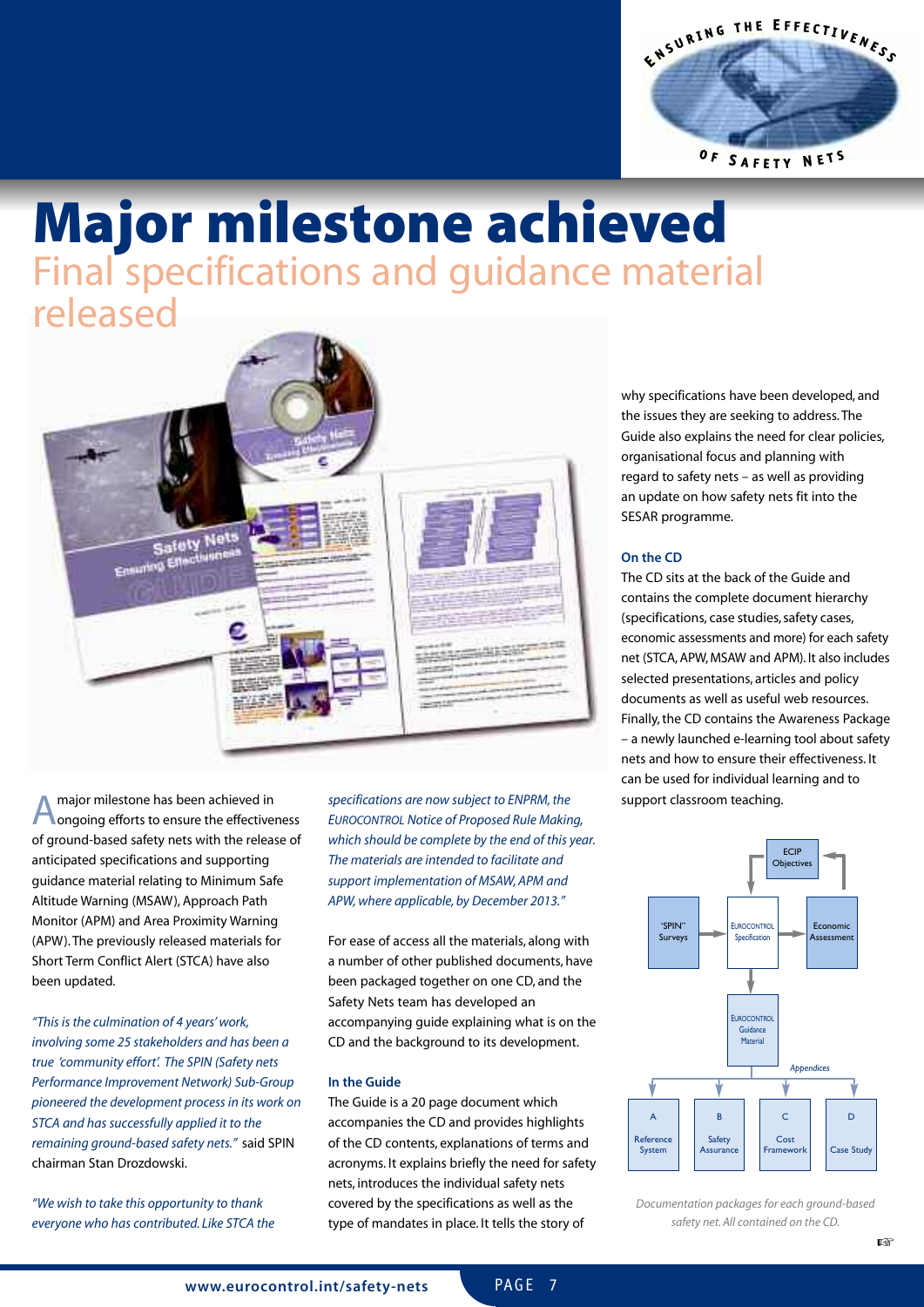# Major milestone achieved

## Final specifications and guidance material released

A major milestone has been achieved in ongoing efforts to ensure the effectiveness of ground-based safety nets with the release of anticipated specifications and supporting guidance material relating to Minimum Safe Altitude Warning (MSAW), Approach Path Monitor (APM) and Area Proximity Warning (APW). The previously released materials for Short Term Conflict Alert (STCA) have also been updated.

*"This is the culmination of 4 years' work, involving some 25 stakeholders and has been a true 'community effort'. The SPIN (Safety nets Performance Improvement Network) Sub-Group pioneered the development process in its work on STCA and has successfully applied it to the remaining ground-based safety nets."* said SPIN chairman Stan Drozdowski.

*"We wish to take this opportunity to thank everyone who has contributed. Like STCA the specifications are now subject to ENPRM, the EUROCONTROL Notice of Proposed Rule Making, which should be complete by the end of this year. The materials are intended to facilitate and support implementation of MSAW, APM and APW, where applicable, by December 2013."*

For ease of access all the materials, along with a number of other published documents, have been packaged together on one CD, and the Safety Nets team has developed an accompanying guide explaining what is on the CD and the background to its development.

### In the Guide

The Guide is a 20 page document which accompanies the CD and provides highlights of the CD contents, explanations of terms and acronyms. It explains briefly the need for safety nets, introduces the individual safety nets covered by the specifications as well as the type of mandates in place. It tells the story of why specifications have been developed, and the issues they are seeking to address. The Guide also explains the need for clear policies, organisational focus and planning with regard to safety nets – as well as providing an update on how safety nets fit into the SESAR programme.

### On the CD

The CD sits at the back of the Guide and contains the complete document hierarchy (specifications, case studies, safety cases, economic assessments and more) for each safety net (STCA, APW, MSAW and APM). It also includes selected presentations, articles and policy documents as well as useful web resources. Finally, the CD contains the Awareness Package – a newly launched e-learning tool about safety nets and how to ensure their effectiveness. It can be used for individual learning and to support classroom teaching.

ECIP Objectives | "SPIN" Surveys | EUROCONTROL Specification | Economic Assessment | EUROCONTROL Guidance Material | Appendices | A Reference System | B Safety Assurance | C Cost Framework | D Case Study

*Documentation packages for each ground-based safety net. All contained on the CD.*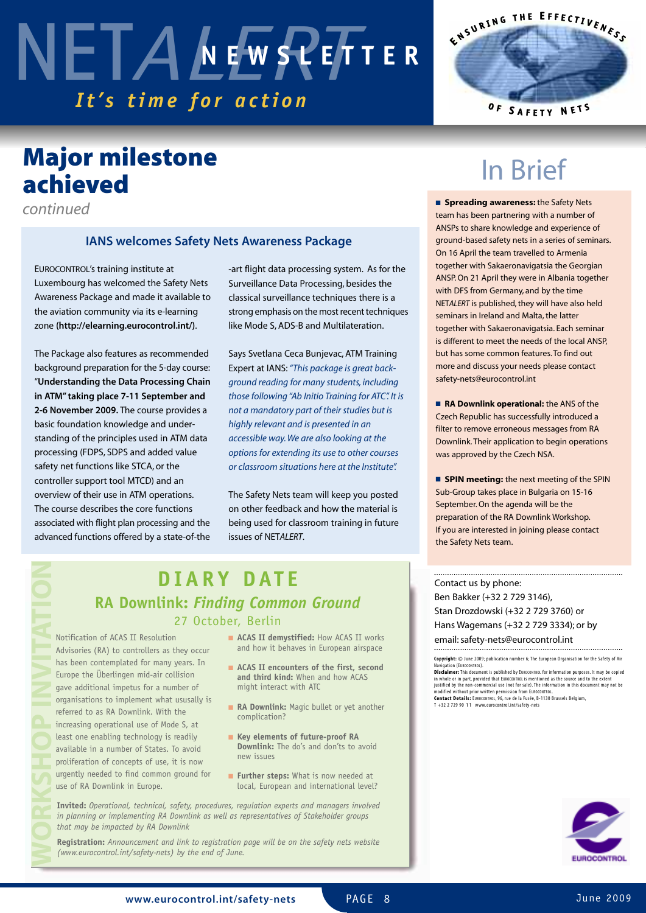# Major milestone achieved

*continued*

## IANS welcomes Safety Nets Awareness Package

EUROCONTROL's training institute at Luxembourg has welcomed the Safety Nets Awareness Package and made it available to the aviation community via its e-learning zone (**http://elearning.eurocontrol.int/**).

The Package also features as recommended background preparation for the 5-day course: **"Understanding the Data Processing Chain in ATM" taking place 7-11 September and 2-6 November 2009.** The course provides a basic foundation knowledge and understanding of the principles used in ATM data processing (FDPS, SDPS and added value safety net functions like STCA, or the controller support tool MTCD) and an overview of their use in ATM operations. The course describes the core functions associated with flight plan processing and the advanced functions offered by a state-of-the-art flight data processing system. As for the Surveillance Data Processing, besides the classical surveillance techniques there is a strong emphasis on the most recent techniques like Mode S, ADS-B and Multilateration.

Says Svetlana Ceca Bunjevac, ATM Training Expert at IANS: *"This package is great background reading for many students, including those following "Ab Initio Training for ATC". It is not a mandatory part of their studies but is highly relevant and is presented in an accessible way. We are also looking at the options for extending its use to other courses or classroom situations here at the Institute".*

The Safety Nets team will keep you posted on other feedback and how the material is being used for classroom training in future issues of NET*ALERT*.

# WORKSHOP INVITATION

## DIARY DATE

### RA Downlink: *Finding Common Ground*

27 October, Berlin

Notification of ACAS II Resolution Advisories (RA) to controllers as they occur has been contemplated for many years. In Europe the Überlingen mid-air collision gave additional impetus for a number of organisations to implement what usually is referred to as RA Downlink. With the increasing operational use of Mode S, at least one enabling technology is readily available in a number of States. To avoid proliferation of concepts of use, it is now urgently needed to find common ground for use of RA Downlink in Europe.

- **ACAS II demystified:** How ACAS II works and how it behaves in European airspace
- **ACAS II encounters of the first, second and third kind:** When and how ACAS might interact with ATC
- **RA Downlink:** Magic bullet or yet another complication?
- **Key elements of future-proof RA Downlink:** The do's and don'ts to avoid new issues
- **Further steps:** What is now needed at local, European and international level?

**Invited:** *Operational, technical, safety, procedures, regulation experts and managers involved in planning or implementing RA Downlink as well as representatives of Stakeholder groups that may be impacted by RA Downlink*

**Registration:** *Announcement and link to registration page will be on the safety nets website (www.eurocontrol.int/safety-nets) by the end of June.*

# In Brief

- **Spreading awareness:** the Safety Nets team has been partnering with a number of ANSPs to share knowledge and experience of ground-based safety nets in a series of seminars. On 16 April the team travelled to Armenia together with Sakaeronavigatsia the Georgian ANSP. On 21 April they were in Albania together with DFS from Germany, and by the time NET*ALERT* is published, they will have also held seminars in Ireland and Malta, the latter together with Sakaeronavigatsia. Each seminar is different to meet the needs of the local ANSP, but has some common features. To find out more and discuss your needs please contact safety-nets@eurocontrol.int

- **RA Downlink operational:** the ANS of the Czech Republic has successfully introduced a filter to remove erroneous messages from RA Downlink. Their application to begin operations was approved by the Czech NSA.

- **SPIN meeting:** the next meeting of the SPIN Sub-Group takes place in Bulgaria on 15-16 September. On the agenda will be the preparation of the RA Downlink Workshop. If you are interested in joining please contact the Safety Nets team.

Contact us by phone:
Ben Bakker (+32 2 729 3146),
Stan Drozdowski (+32 2 729 3760) or
Hans Wagemans (+32 2 729 3334); or by
email: safety-nets@eurocontrol.int

**Copyright:** © June 2009; publication number 6; The European Organisation for the Safety of Air Navigation (EUROCONTROL).
**Disclaimer:** This document is published by EUROCONTROL for information purposes. It may be copied in whole or in part, provided that EUROCONTROL is mentioned as the source and to the extent justified by the non-commercial use (not for sale). The information in this document may not be modified without prior written permission from EUROCONTROL.
**Contact Details:** EUROCONTROL, 96, rue de la Fusée, B-1130 Brussels Belgium,
T +32 2 729 90 11 www.eurocontrol.int/safety-nets